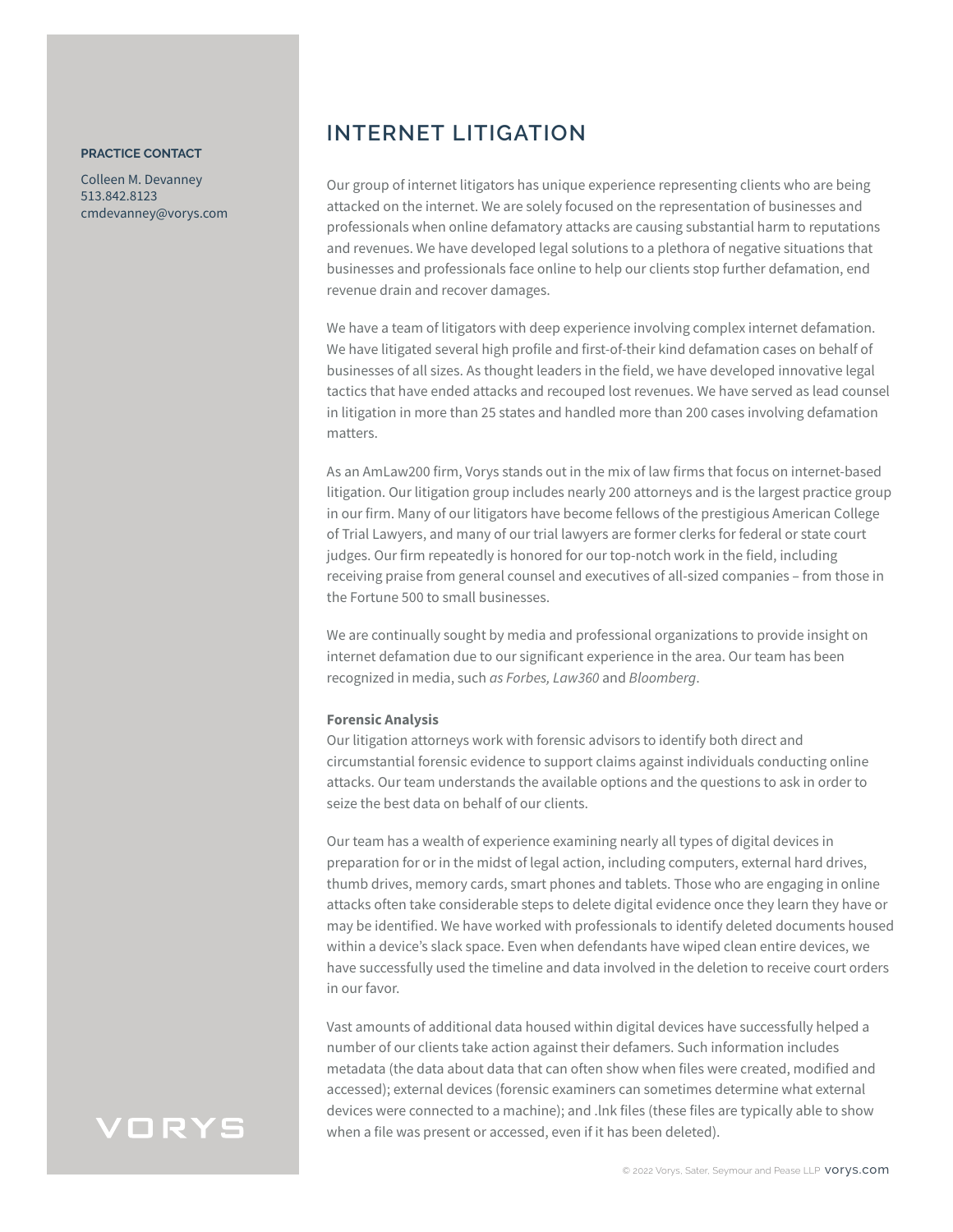**PRACTICE CONTACT**

Colleen M. Devanney
513.842.8123
cmdevanney@vorys.com

# INTERNET LITIGATION

Our group of internet litigators has unique experience representing clients who are being attacked on the internet. We are solely focused on the representation of businesses and professionals when online defamatory attacks are causing substantial harm to reputations and revenues. We have developed legal solutions to a plethora of negative situations that businesses and professionals face online to help our clients stop further defamation, end revenue drain and recover damages.

We have a team of litigators with deep experience involving complex internet defamation. We have litigated several high profile and first-of-their kind defamation cases on behalf of businesses of all sizes. As thought leaders in the field, we have developed innovative legal tactics that have ended attacks and recouped lost revenues. We have served as lead counsel in litigation in more than 25 states and handled more than 200 cases involving defamation matters.

As an AmLaw200 firm, Vorys stands out in the mix of law firms that focus on internet-based litigation. Our litigation group includes nearly 200 attorneys and is the largest practice group in our firm. Many of our litigators have become fellows of the prestigious American College of Trial Lawyers, and many of our trial lawyers are former clerks for federal or state court judges. Our firm repeatedly is honored for our top-notch work in the field, including receiving praise from general counsel and executives of all-sized companies – from those in the Fortune 500 to small businesses.

We are continually sought by media and professional organizations to provide insight on internet defamation due to our significant experience in the area. Our team has been recognized in media, such *as Forbes, Law360* and *Bloomberg*.

**Forensic Analysis**
Our litigation attorneys work with forensic advisors to identify both direct and circumstantial forensic evidence to support claims against individuals conducting online attacks. Our team understands the available options and the questions to ask in order to seize the best data on behalf of our clients.

Our team has a wealth of experience examining nearly all types of digital devices in preparation for or in the midst of legal action, including computers, external hard drives, thumb drives, memory cards, smart phones and tablets. Those who are engaging in online attacks often take considerable steps to delete digital evidence once they learn they have or may be identified. We have worked with professionals to identify deleted documents housed within a device's slack space. Even when defendants have wiped clean entire devices, we have successfully used the timeline and data involved in the deletion to receive court orders in our favor.

Vast amounts of additional data housed within digital devices have successfully helped a number of our clients take action against their defamers. Such information includes metadata (the data about data that can often show when files were created, modified and accessed); external devices (forensic examiners can sometimes determine what external devices were connected to a machine); and .lnk files (these files are typically able to show when a file was present or accessed, even if it has been deleted).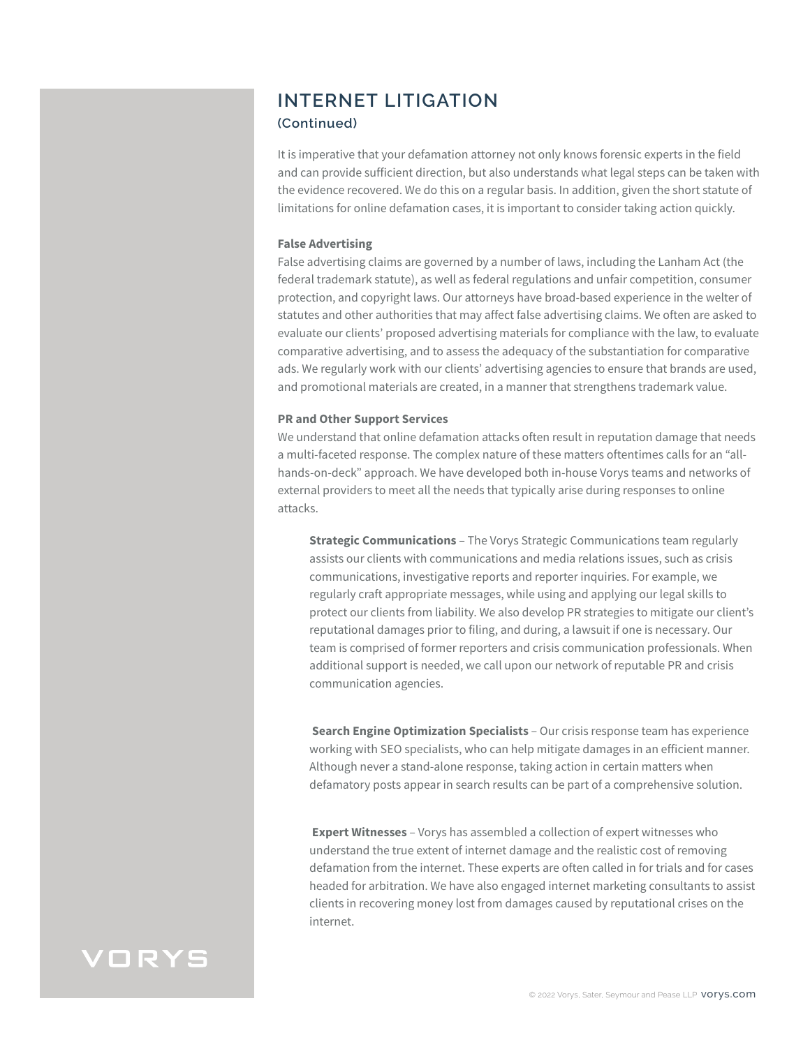## INTERNET LITIGATION
### (Continued)

It is imperative that your defamation attorney not only knows forensic experts in the field and can provide sufficient direction, but also understands what legal steps can be taken with the evidence recovered. We do this on a regular basis. In addition, given the short statute of limitations for online defamation cases, it is important to consider taking action quickly.

**False Advertising**

False advertising claims are governed by a number of laws, including the Lanham Act (the federal trademark statute), as well as federal regulations and unfair competition, consumer protection, and copyright laws. Our attorneys have broad-based experience in the welter of statutes and other authorities that may affect false advertising claims. We often are asked to evaluate our clients' proposed advertising materials for compliance with the law, to evaluate comparative advertising, and to assess the adequacy of the substantiation for comparative ads. We regularly work with our clients' advertising agencies to ensure that brands are used, and promotional materials are created, in a manner that strengthens trademark value.

**PR and Other Support Services**

We understand that online defamation attacks often result in reputation damage that needs a multi-faceted response. The complex nature of these matters oftentimes calls for an "all-hands-on-deck" approach. We have developed both in-house Vorys teams and networks of external providers to meet all the needs that typically arise during responses to online attacks.

**Strategic Communications** – The Vorys Strategic Communications team regularly assists our clients with communications and media relations issues, such as crisis communications, investigative reports and reporter inquiries. For example, we regularly craft appropriate messages, while using and applying our legal skills to protect our clients from liability. We also develop PR strategies to mitigate our client's reputational damages prior to filing, and during, a lawsuit if one is necessary. Our team is comprised of former reporters and crisis communication professionals. When additional support is needed, we call upon our network of reputable PR and crisis communication agencies.

**Search Engine Optimization Specialists** – Our crisis response team has experience working with SEO specialists, who can help mitigate damages in an efficient manner. Although never a stand-alone response, taking action in certain matters when defamatory posts appear in search results can be part of a comprehensive solution.

**Expert Witnesses** – Vorys has assembled a collection of expert witnesses who understand the true extent of internet damage and the realistic cost of removing defamation from the internet. These experts are often called in for trials and for cases headed for arbitration. We have also engaged internet marketing consultants to assist clients in recovering money lost from damages caused by reputational crises on the internet.